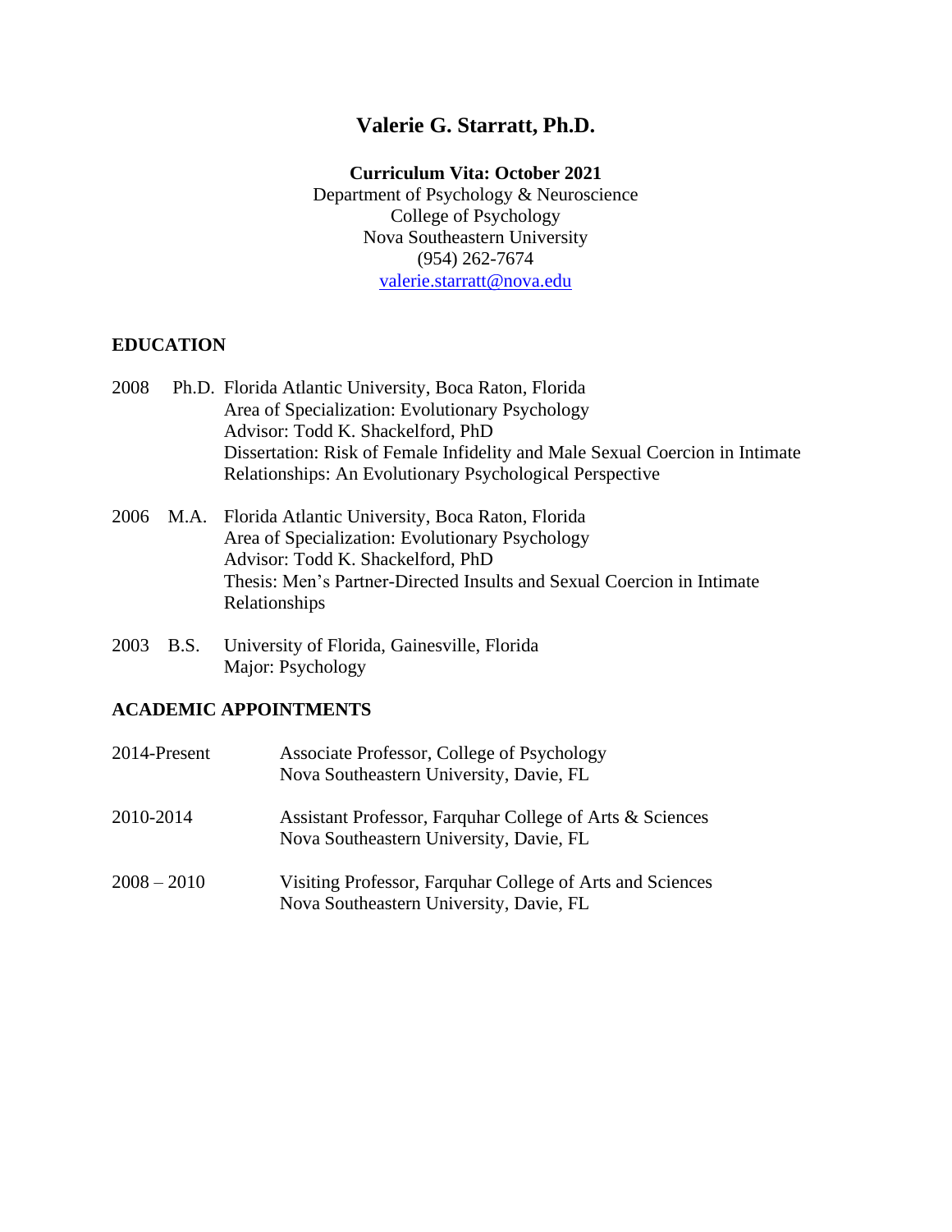# Valerie G. Starratt, Ph.D.

**Curriculum Vita: October 2021**

Department of Psychology & Neuroscience
College of Psychology
Nova Southeastern University
(954) 262-7674
valerie.starratt@nova.edu

## EDUCATION

2008 Ph.D. Florida Atlantic University, Boca Raton, Florida
Area of Specialization: Evolutionary Psychology
Advisor: Todd K. Shackelford, PhD
Dissertation: Risk of Female Infidelity and Male Sexual Coercion in Intimate Relationships: An Evolutionary Psychological Perspective

2006 M.A. Florida Atlantic University, Boca Raton, Florida
Area of Specialization: Evolutionary Psychology
Advisor: Todd K. Shackelford, PhD
Thesis: Men's Partner-Directed Insults and Sexual Coercion in Intimate Relationships

2003 B.S. University of Florida, Gainesville, Florida
Major: Psychology

## ACADEMIC APPOINTMENTS

2014-Present Associate Professor, College of Psychology
Nova Southeastern University, Davie, FL

2010-2014 Assistant Professor, Farquhar College of Arts & Sciences
Nova Southeastern University, Davie, FL

2008 – 2010 Visiting Professor, Farquhar College of Arts and Sciences
Nova Southeastern University, Davie, FL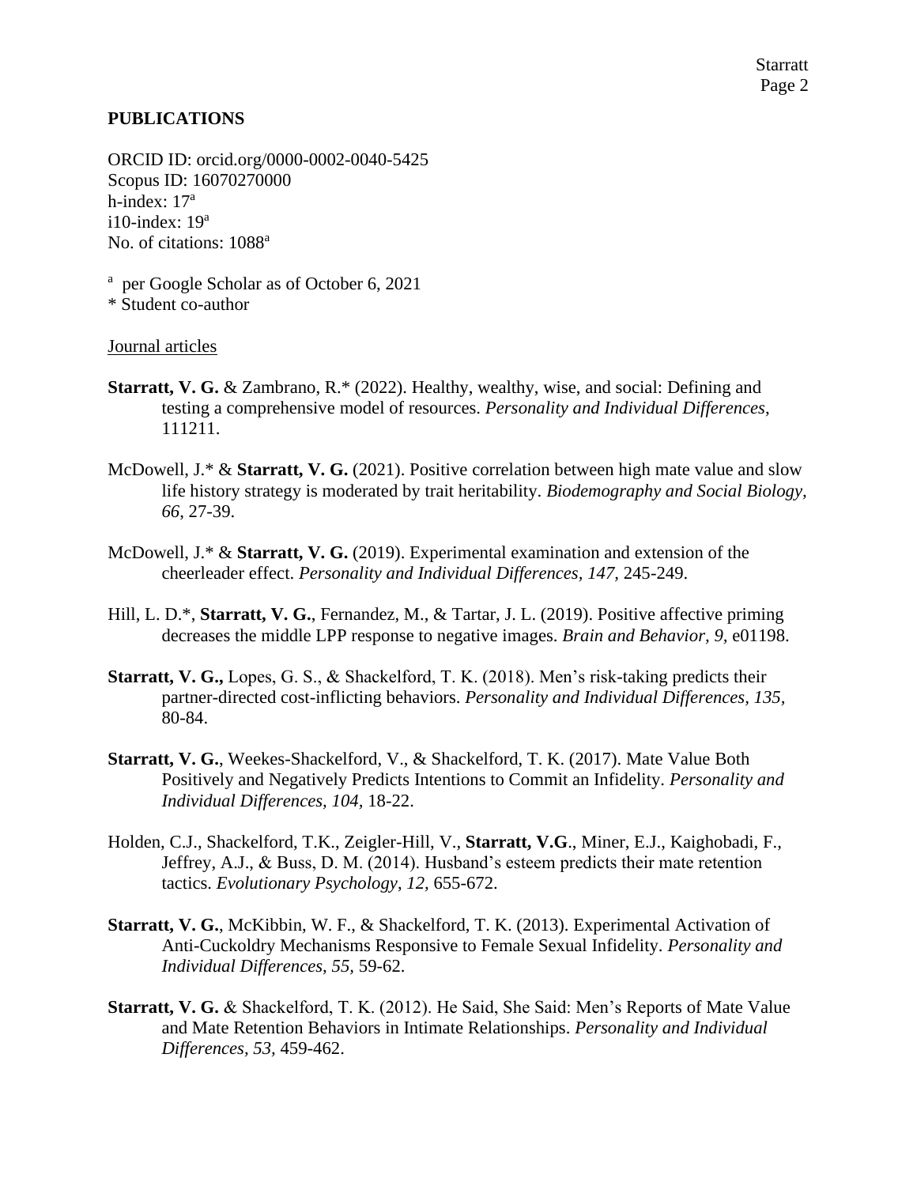## PUBLICATIONS

ORCID ID: orcid.org/0000-0002-0040-5425
Scopus ID: 16070270000
h-index: 17[a]
i10-index: 19[a]
No. of citations: 1088[a]

[a] per Google Scholar as of October 6, 2021
* Student co-author

Journal articles

**Starratt, V. G.** & Zambrano, R.* (2022). Healthy, wealthy, wise, and social: Defining and testing a comprehensive model of resources. *Personality and Individual Differences*, 111211.

McDowell, J.* & **Starratt, V. G.** (2021). Positive correlation between high mate value and slow life history strategy is moderated by trait heritability. *Biodemography and Social Biology, 66*, 27-39.

McDowell, J.* & **Starratt, V. G.** (2019). Experimental examination and extension of the cheerleader effect. *Personality and Individual Differences, 147,* 245-249.

Hill, L. D.*, **Starratt, V. G.**, Fernandez, M., & Tartar, J. L. (2019). Positive affective priming decreases the middle LPP response to negative images. *Brain and Behavior, 9,* e01198.

**Starratt, V. G.,** Lopes, G. S., & Shackelford, T. K. (2018). Men's risk-taking predicts their partner-directed cost-inflicting behaviors. *Personality and Individual Differences*, *135*, 80-84.

**Starratt, V. G.**, Weekes-Shackelford, V., & Shackelford, T. K. (2017). Mate Value Both Positively and Negatively Predicts Intentions to Commit an Infidelity. *Personality and Individual Differences, 104,* 18-22.

Holden, C.J., Shackelford, T.K., Zeigler-Hill, V., **Starratt, V.G**., Miner, E.J., Kaighobadi, F., Jeffrey, A.J., & Buss, D. M. (2014). Husband's esteem predicts their mate retention tactics. *Evolutionary Psychology*, *12,* 655-672.

**Starratt, V. G.**, McKibbin, W. F., & Shackelford, T. K. (2013). Experimental Activation of Anti-Cuckoldry Mechanisms Responsive to Female Sexual Infidelity. *Personality and Individual Differences, 55,* 59-62.

**Starratt, V. G.** & Shackelford, T. K. (2012). He Said, She Said: Men's Reports of Mate Value and Mate Retention Behaviors in Intimate Relationships. *Personality and Individual Differences, 53,* 459-462.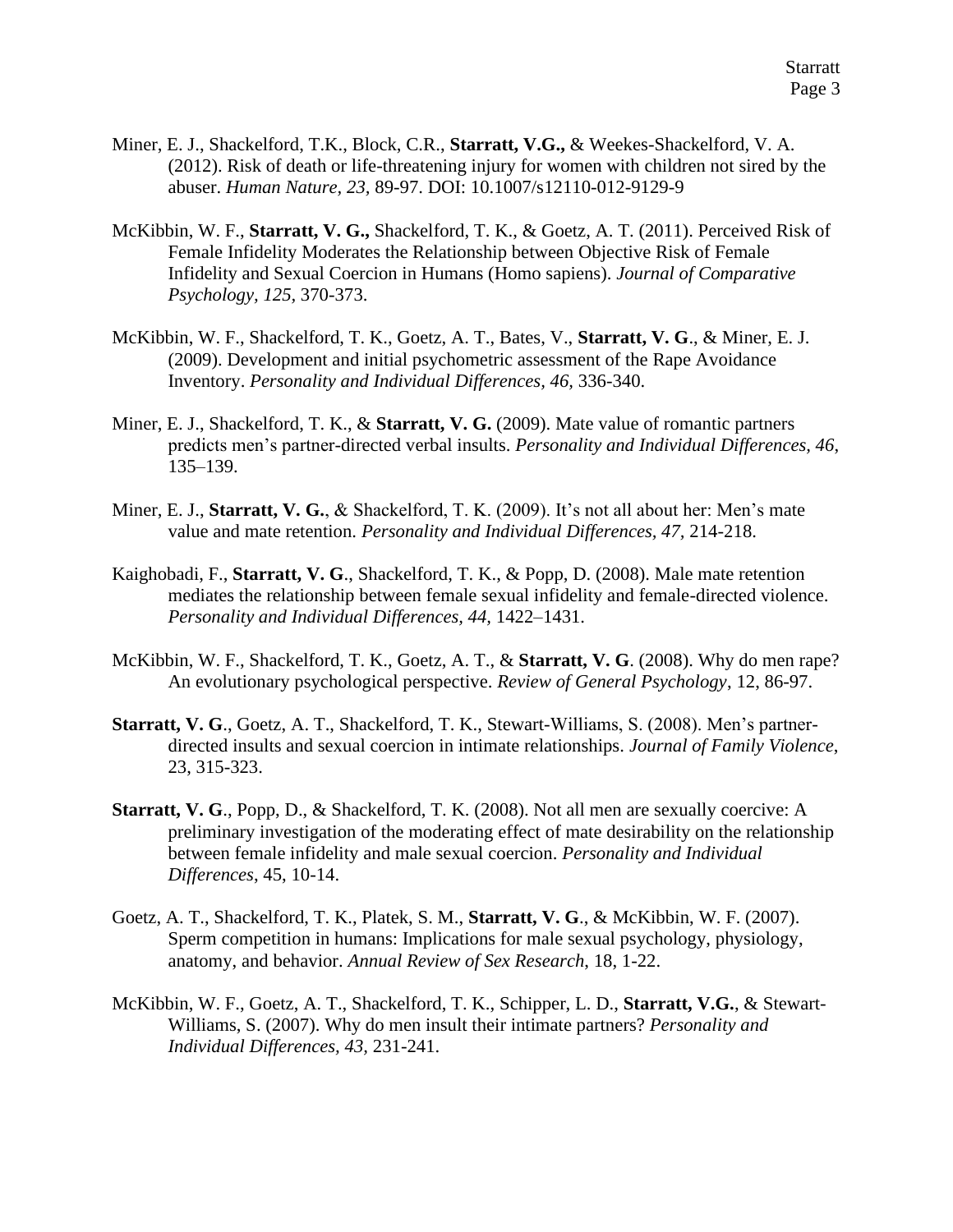Miner, E. J., Shackelford, T.K., Block, C.R., **Starratt, V.G.,** & Weekes-Shackelford, V. A. (2012). Risk of death or life-threatening injury for women with children not sired by the abuser. *Human Nature, 23,* 89-97. DOI: 10.1007/s12110-012-9129-9

McKibbin, W. F., **Starratt, V. G.,** Shackelford, T. K., & Goetz, A. T. (2011). Perceived Risk of Female Infidelity Moderates the Relationship between Objective Risk of Female Infidelity and Sexual Coercion in Humans (Homo sapiens). *Journal of Comparative Psychology, 125,* 370-373.

McKibbin, W. F., Shackelford, T. K., Goetz, A. T., Bates, V., **Starratt, V. G**., & Miner, E. J. (2009). Development and initial psychometric assessment of the Rape Avoidance Inventory. *Personality and Individual Differences, 46,* 336-340.

Miner, E. J., Shackelford, T. K., & **Starratt, V. G.** (2009). Mate value of romantic partners predicts men's partner-directed verbal insults. *Personality and Individual Differences, 46*, 135–139.

Miner, E. J., **Starratt, V. G.**, & Shackelford, T. K. (2009). It's not all about her: Men's mate value and mate retention. *Personality and Individual Differences, 47,* 214-218.

Kaighobadi, F., **Starratt, V. G**., Shackelford, T. K., & Popp, D. (2008). Male mate retention mediates the relationship between female sexual infidelity and female-directed violence. *Personality and Individual Differences, 44,* 1422–1431.

McKibbin, W. F., Shackelford, T. K., Goetz, A. T., & **Starratt, V. G**. (2008). Why do men rape? An evolutionary psychological perspective. *Review of General Psychology*, 12, 86-97.

**Starratt, V. G**., Goetz, A. T., Shackelford, T. K., Stewart-Williams, S. (2008). Men's partner-directed insults and sexual coercion in intimate relationships. *Journal of Family Violence*, 23, 315-323.

**Starratt, V. G**., Popp, D., & Shackelford, T. K. (2008). Not all men are sexually coercive: A preliminary investigation of the moderating effect of mate desirability on the relationship between female infidelity and male sexual coercion. *Personality and Individual Differences*, 45, 10-14.

Goetz, A. T., Shackelford, T. K., Platek, S. M., **Starratt, V. G**., & McKibbin, W. F. (2007). Sperm competition in humans: Implications for male sexual psychology, physiology, anatomy, and behavior. *Annual Review of Sex Research*, 18, 1-22.

McKibbin, W. F., Goetz, A. T., Shackelford, T. K., Schipper, L. D., **Starratt, V.G.**, & Stewart-Williams, S. (2007). Why do men insult their intimate partners? *Personality and Individual Differences*, *43,* 231-241.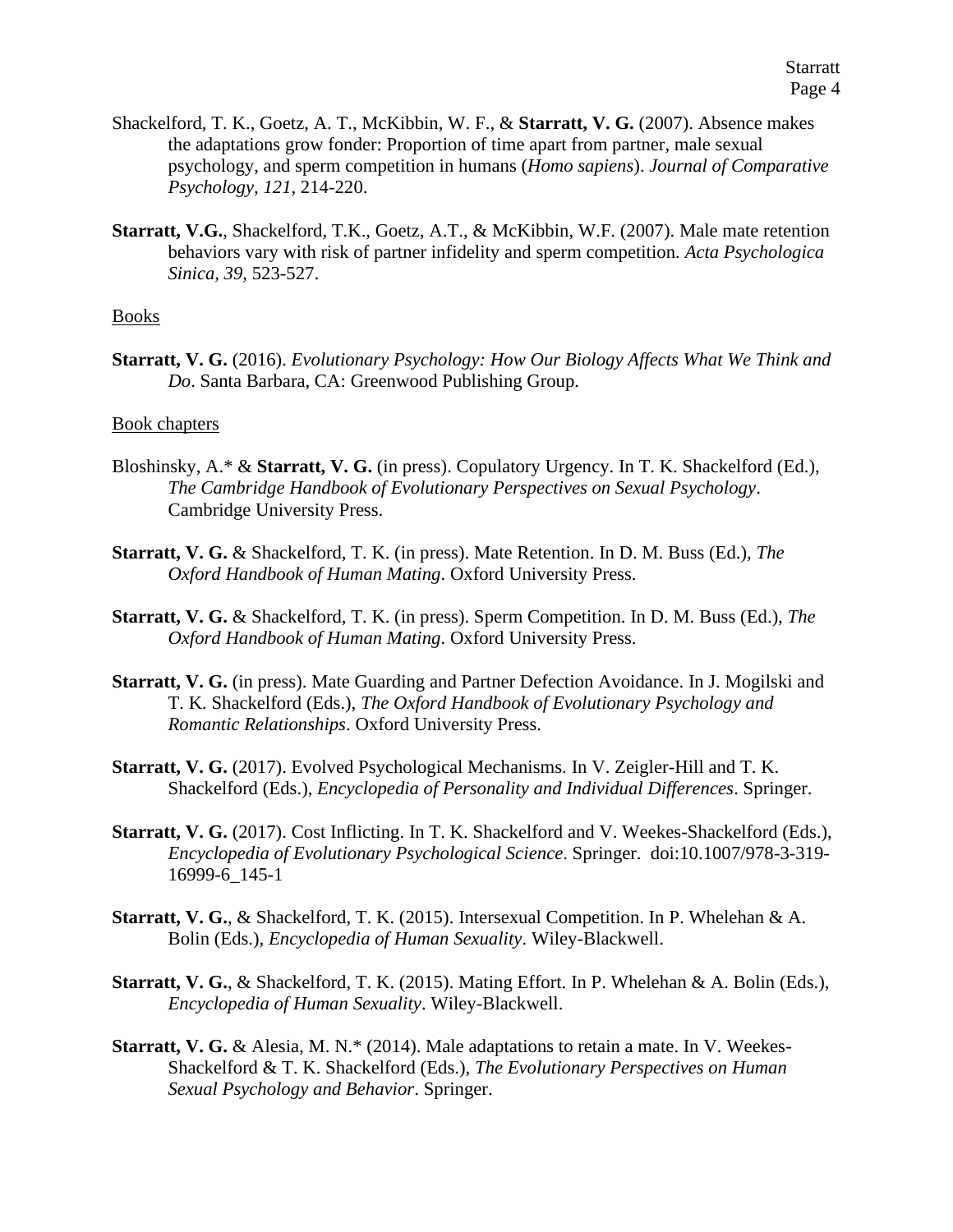Shackelford, T. K., Goetz, A. T., McKibbin, W. F., & **Starratt, V. G.** (2007). Absence makes the adaptations grow fonder: Proportion of time apart from partner, male sexual psychology, and sperm competition in humans (*Homo sapiens*). *Journal of Comparative Psychology, 121*, 214-220.

**Starratt, V.G.**, Shackelford, T.K., Goetz, A.T., & McKibbin, W.F. (2007). Male mate retention behaviors vary with risk of partner infidelity and sperm competition. *Acta Psychologica Sinica, 39,* 523-527.

Books

**Starratt, V. G.** (2016). *Evolutionary Psychology: How Our Biology Affects What We Think and Do*. Santa Barbara, CA: Greenwood Publishing Group.

Book chapters

Bloshinsky, A.* & **Starratt, V. G.** (in press). Copulatory Urgency. In T. K. Shackelford (Ed.), *The Cambridge Handbook of Evolutionary Perspectives on Sexual Psychology*. Cambridge University Press.

**Starratt, V. G.** & Shackelford, T. K. (in press). Mate Retention. In D. M. Buss (Ed.), *The Oxford Handbook of Human Mating*. Oxford University Press.

**Starratt, V. G.** & Shackelford, T. K. (in press). Sperm Competition. In D. M. Buss (Ed.), *The Oxford Handbook of Human Mating*. Oxford University Press.

**Starratt, V. G.** (in press). Mate Guarding and Partner Defection Avoidance. In J. Mogilski and T. K. Shackelford (Eds.), *The Oxford Handbook of Evolutionary Psychology and Romantic Relationships*. Oxford University Press.

**Starratt, V. G.** (2017). Evolved Psychological Mechanisms. In V. Zeigler-Hill and T. K. Shackelford (Eds.), *Encyclopedia of Personality and Individual Differences*. Springer.

**Starratt, V. G.** (2017). Cost Inflicting. In T. K. Shackelford and V. Weekes-Shackelford (Eds.), *Encyclopedia of Evolutionary Psychological Science*. Springer. doi:10.1007/978-3-319-16999-6_145-1

**Starratt, V. G.**, & Shackelford, T. K. (2015). Intersexual Competition. In P. Whelehan & A. Bolin (Eds.), *Encyclopedia of Human Sexuality*. Wiley-Blackwell.

**Starratt, V. G.**, & Shackelford, T. K. (2015). Mating Effort. In P. Whelehan & A. Bolin (Eds.), *Encyclopedia of Human Sexuality*. Wiley-Blackwell.

**Starratt, V. G.** & Alesia, M. N.* (2014). Male adaptations to retain a mate. In V. Weekes-Shackelford & T. K. Shackelford (Eds.), *The Evolutionary Perspectives on Human Sexual Psychology and Behavior*. Springer.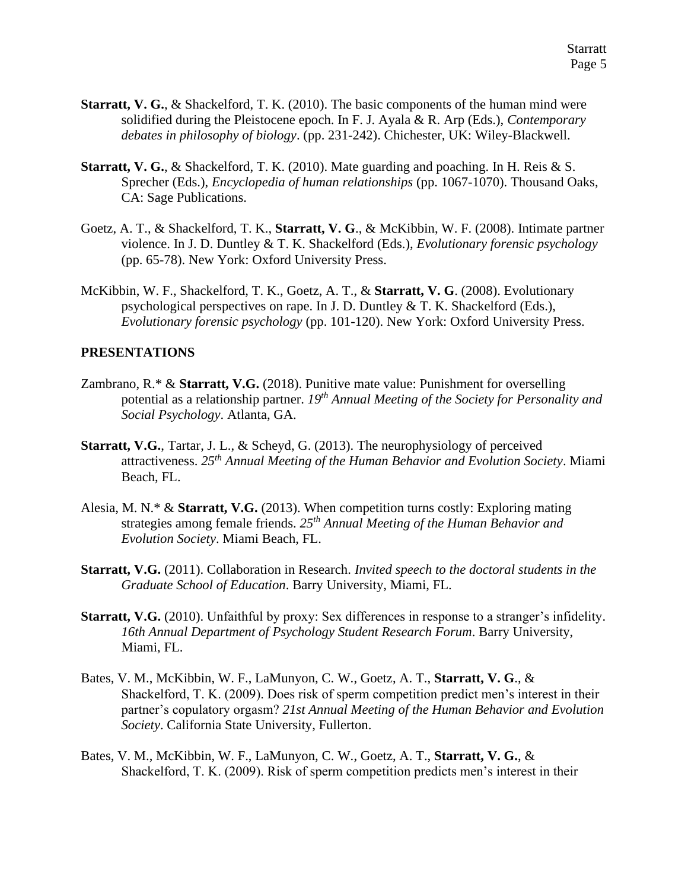**Starratt, V. G.**, & Shackelford, T. K. (2010). The basic components of the human mind were solidified during the Pleistocene epoch. In F. J. Ayala & R. Arp (Eds.), *Contemporary debates in philosophy of biology*. (pp. 231-242). Chichester, UK: Wiley-Blackwell.

**Starratt, V. G.**, & Shackelford, T. K. (2010). Mate guarding and poaching. In H. Reis & S. Sprecher (Eds.), *Encyclopedia of human relationships* (pp. 1067-1070). Thousand Oaks, CA: Sage Publications.

Goetz, A. T., & Shackelford, T. K., **Starratt, V. G**., & McKibbin, W. F. (2008). Intimate partner violence. In J. D. Duntley & T. K. Shackelford (Eds.), *Evolutionary forensic psychology* (pp. 65-78). New York: Oxford University Press.

McKibbin, W. F., Shackelford, T. K., Goetz, A. T., & **Starratt, V. G**. (2008). Evolutionary psychological perspectives on rape. In J. D. Duntley & T. K. Shackelford (Eds.), *Evolutionary forensic psychology* (pp. 101-120). New York: Oxford University Press.

## PRESENTATIONS

Zambrano, R.* & **Starratt, V.G.** (2018). Punitive mate value: Punishment for overselling potential as a relationship partner. *19th Annual Meeting of the Society for Personality and Social Psychology*. Atlanta, GA.

**Starratt, V.G.**, Tartar, J. L., & Scheyd, G. (2013). The neurophysiology of perceived attractiveness. *25th Annual Meeting of the Human Behavior and Evolution Society*. Miami Beach, FL.

Alesia, M. N.* & **Starratt, V.G.** (2013). When competition turns costly: Exploring mating strategies among female friends. *25th Annual Meeting of the Human Behavior and Evolution Society*. Miami Beach, FL.

**Starratt, V.G.** (2011). Collaboration in Research. *Invited speech to the doctoral students in the Graduate School of Education*. Barry University, Miami, FL.

**Starratt, V.G.** (2010). Unfaithful by proxy: Sex differences in response to a stranger's infidelity. *16th Annual Department of Psychology Student Research Forum*. Barry University, Miami, FL.

Bates, V. M., McKibbin, W. F., LaMunyon, C. W., Goetz, A. T., **Starratt, V. G**., & Shackelford, T. K. (2009). Does risk of sperm competition predict men's interest in their partner's copulatory orgasm? *21st Annual Meeting of the Human Behavior and Evolution Society*. California State University, Fullerton.

Bates, V. M., McKibbin, W. F., LaMunyon, C. W., Goetz, A. T., **Starratt, V. G.**, & Shackelford, T. K. (2009). Risk of sperm competition predicts men's interest in their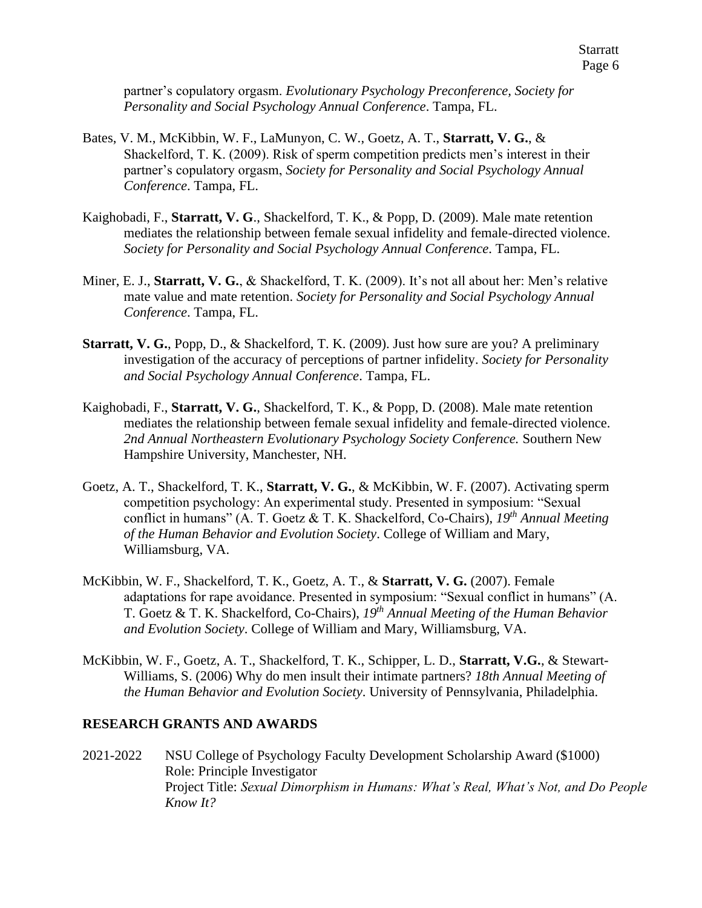partner's copulatory orgasm. *Evolutionary Psychology Preconference, Society for Personality and Social Psychology Annual Conference*. Tampa, FL.

Bates, V. M., McKibbin, W. F., LaMunyon, C. W., Goetz, A. T., **Starratt, V. G.**, & Shackelford, T. K. (2009). Risk of sperm competition predicts men's interest in their partner's copulatory orgasm, *Society for Personality and Social Psychology Annual Conference*. Tampa, FL.

Kaighobadi, F., **Starratt, V. G**., Shackelford, T. K., & Popp, D. (2009). Male mate retention mediates the relationship between female sexual infidelity and female-directed violence. *Society for Personality and Social Psychology Annual Conference*. Tampa, FL.

Miner, E. J., **Starratt, V. G.**, & Shackelford, T. K. (2009). It's not all about her: Men's relative mate value and mate retention. *Society for Personality and Social Psychology Annual Conference*. Tampa, FL.

**Starratt, V. G.**, Popp, D., & Shackelford, T. K. (2009). Just how sure are you? A preliminary investigation of the accuracy of perceptions of partner infidelity. *Society for Personality and Social Psychology Annual Conference*. Tampa, FL.

Kaighobadi, F., **Starratt, V. G.**, Shackelford, T. K., & Popp, D. (2008). Male mate retention mediates the relationship between female sexual infidelity and female-directed violence. *2nd Annual Northeastern Evolutionary Psychology Society Conference.* Southern New Hampshire University, Manchester, NH.

Goetz, A. T., Shackelford, T. K., **Starratt, V. G.**, & McKibbin, W. F. (2007). Activating sperm competition psychology: An experimental study. Presented in symposium: "Sexual conflict in humans" (A. T. Goetz & T. K. Shackelford, Co-Chairs), *19th Annual Meeting of the Human Behavior and Evolution Society*. College of William and Mary, Williamsburg, VA.

McKibbin, W. F., Shackelford, T. K., Goetz, A. T., & **Starratt, V. G.** (2007). Female adaptations for rape avoidance. Presented in symposium: "Sexual conflict in humans" (A. T. Goetz & T. K. Shackelford, Co-Chairs), *19th Annual Meeting of the Human Behavior and Evolution Society*. College of William and Mary, Williamsburg, VA.

McKibbin, W. F., Goetz, A. T., Shackelford, T. K., Schipper, L. D., **Starratt, V.G.**, & Stewart-Williams, S. (2006) Why do men insult their intimate partners? *18th Annual Meeting of the Human Behavior and Evolution Society*. University of Pennsylvania, Philadelphia.

## RESEARCH GRANTS AND AWARDS

2021-2022 NSU College of Psychology Faculty Development Scholarship Award ($1000)
Role: Principle Investigator
Project Title: *Sexual Dimorphism in Humans: What's Real, What's Not, and Do People Know It?*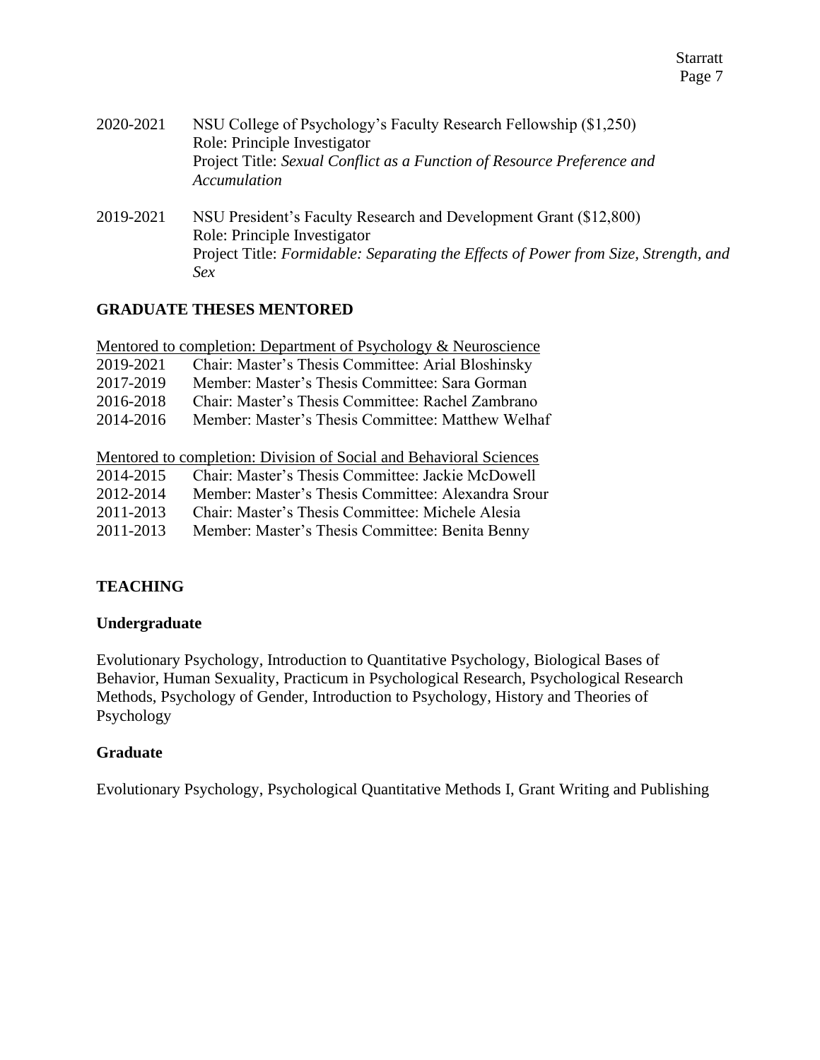2020-2021 NSU College of Psychology's Faculty Research Fellowship ($1,250)
Role: Principle Investigator
Project Title: *Sexual Conflict as a Function of Resource Preference and Accumulation*

2019-2021 NSU President's Faculty Research and Development Grant ($12,800)
Role: Principle Investigator
Project Title: *Formidable: Separating the Effects of Power from Size, Strength, and Sex*

## GRADUATE THESES MENTORED

Mentored to completion: Department of Psychology & Neuroscience

2019-2021 Chair: Master's Thesis Committee: Arial Bloshinsky
2017-2019 Member: Master's Thesis Committee: Sara Gorman
2016-2018 Chair: Master's Thesis Committee: Rachel Zambrano
2014-2016 Member: Master's Thesis Committee: Matthew Welhaf

Mentored to completion: Division of Social and Behavioral Sciences

2014-2015 Chair: Master's Thesis Committee: Jackie McDowell
2012-2014 Member: Master's Thesis Committee: Alexandra Srour
2011-2013 Chair: Master's Thesis Committee: Michele Alesia
2011-2013 Member: Master's Thesis Committee: Benita Benny

## TEACHING

### Undergraduate

Evolutionary Psychology, Introduction to Quantitative Psychology, Biological Bases of Behavior, Human Sexuality, Practicum in Psychological Research, Psychological Research Methods, Psychology of Gender, Introduction to Psychology, History and Theories of Psychology

### Graduate

Evolutionary Psychology, Psychological Quantitative Methods I, Grant Writing and Publishing